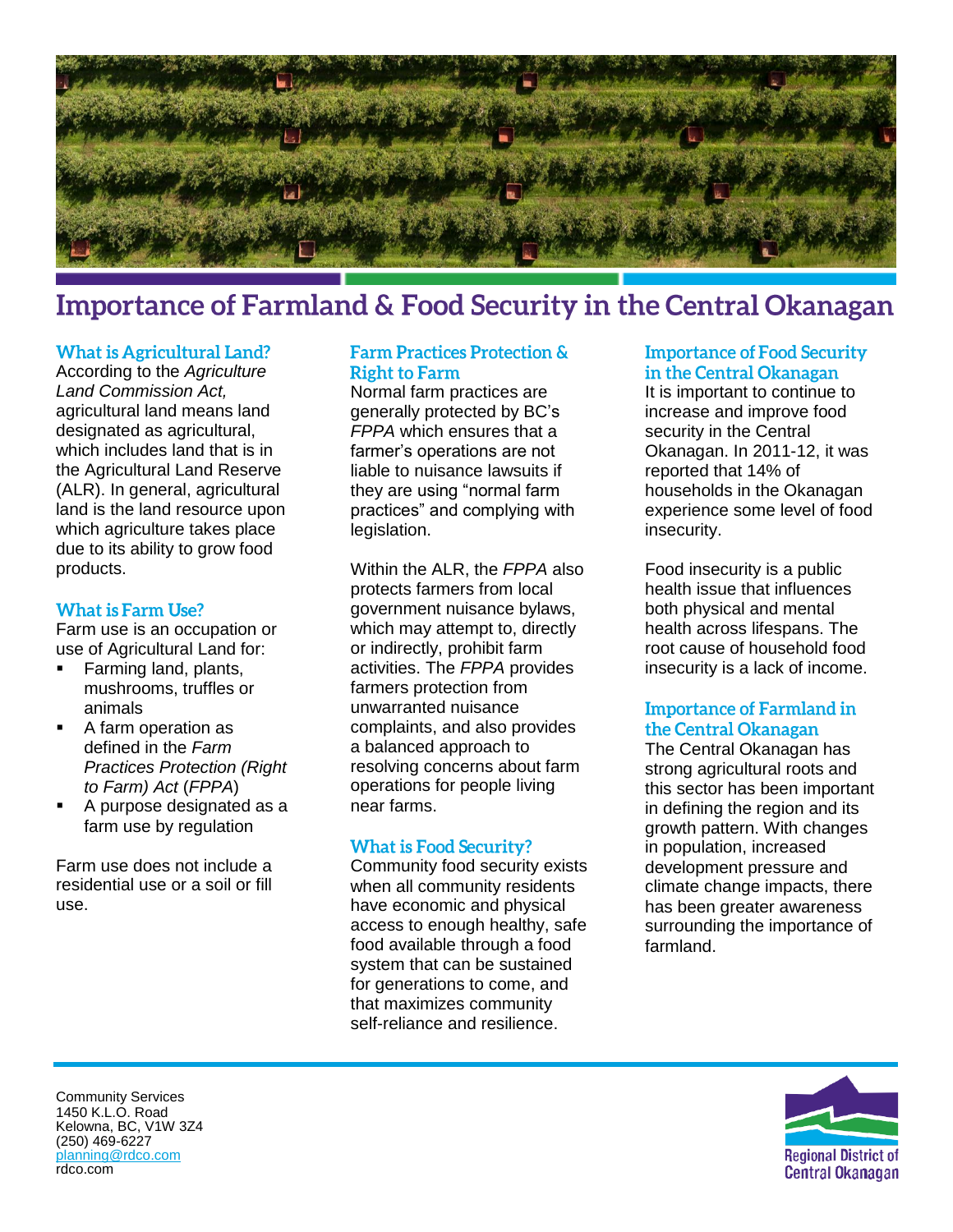# Importance of Farmland & Food Security in the Central Okanagan

## What is Agricultural Land?

According to the *Agriculture Land Commission Act,* agricultural land means land designated as agricultural, which includes land that is in the Agricultural Land Reserve (ALR). In general, agricultural land is the land resource upon which agriculture takes place due to its ability to grow food products.

## What is Farm Use?

Farm use is an occupation or use of Agricultural Land for:

- Farming land, plants, mushrooms, truffles or animals
- A farm operation as defined in the *Farm Practices Protection (Right to Farm) Act* (*FPPA*)
- A purpose designated as a farm use by regulation

Farm use does not include a residential use or a soil or fill use.

## Farm Practices Protection & Right to Farm

Normal farm practices are generally protected by BC's *FPPA* which ensures that a farmer's operations are not liable to nuisance lawsuits if they are using "normal farm practices" and complying with legislation.

Within the ALR, the *FPPA* also protects farmers from local government nuisance bylaws, which may attempt to, directly or indirectly, prohibit farm activities. The *FPPA* provides farmers protection from unwarranted nuisance complaints, and also provides a balanced approach to resolving concerns about farm operations for people living near farms.

## What is Food Security?

Community food security exists when all community residents have economic and physical access to enough healthy, safe food available through a food system that can be sustained for generations to come, and that maximizes community self-reliance and resilience.

## Importance of Food Security in the Central Okanagan

It is important to continue to increase and improve food security in the Central Okanagan. In 2011-12, it was reported that 14% of households in the Okanagan experience some level of food insecurity.

Food insecurity is a public health issue that influences both physical and mental health across lifespans. The root cause of household food insecurity is a lack of income.

## Importance of Farmland in the Central Okanagan

The Central Okanagan has strong agricultural roots and this sector has been important in defining the region and its growth pattern. With changes in population, increased development pressure and climate change impacts, there has been greater awareness surrounding the importance of farmland.

Community Services
1450 K.L.O. Road
Kelowna, BC, V1W 3Z4
(250) 469-6227
planning@rdco.com
rdco.com

Regional District of Central Okanagan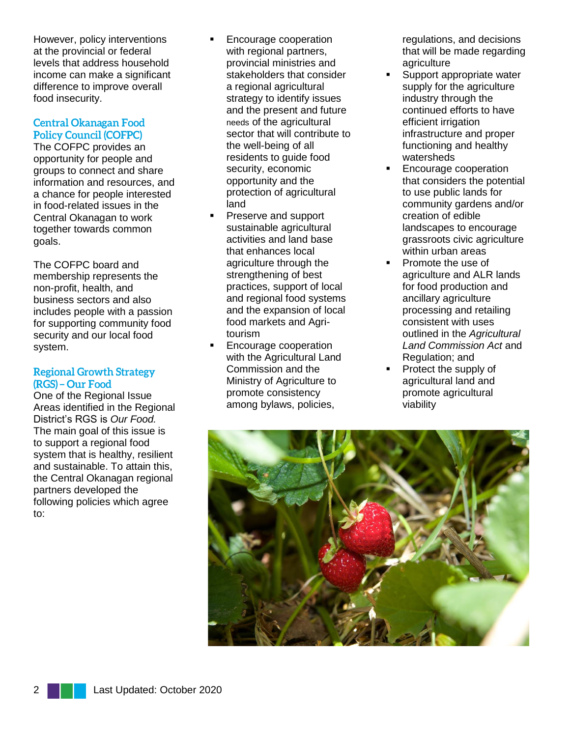However, policy interventions at the provincial or federal levels that address household income can make a significant difference to improve overall food insecurity.

### Central Okanagan Food Policy Council (COFPC)

The COFPC provides an opportunity for people and groups to connect and share information and resources, and a chance for people interested in food-related issues in the Central Okanagan to work together towards common goals.

The COFPC board and membership represents the non-profit, health, and business sectors and also includes people with a passion for supporting community food security and our local food system.

### Regional Growth Strategy (RGS) – Our Food

One of the Regional Issue Areas identified in the Regional District's RGS is *Our Food.* The main goal of this issue is to support a regional food system that is healthy, resilient and sustainable. To attain this, the Central Okanagan regional partners developed the following policies which agree to:

- Encourage cooperation with regional partners, provincial ministries and stakeholders that consider a regional agricultural strategy to identify issues and the present and future needs of the agricultural sector that will contribute to the well-being of all residents to guide food security, economic opportunity and the protection of agricultural land
- Preserve and support sustainable agricultural activities and land base that enhances local agriculture through the strengthening of best practices, support of local and regional food systems and the expansion of local food markets and Agri-tourism
- Encourage cooperation with the Agricultural Land Commission and the Ministry of Agriculture to promote consistency among bylaws, policies, regulations, and decisions that will be made regarding agriculture
- Support appropriate water supply for the agriculture industry through the continued efforts to have efficient irrigation infrastructure and proper functioning and healthy watersheds
- Encourage cooperation that considers the potential to use public lands for community gardens and/or creation of edible landscapes to encourage grassroots civic agriculture within urban areas
- Promote the use of agriculture and ALR lands for food production and ancillary agriculture processing and retailing consistent with uses outlined in the *Agricultural Land Commission Act* and Regulation; and
- Protect the supply of agricultural land and promote agricultural viability

Last Updated: October 2020